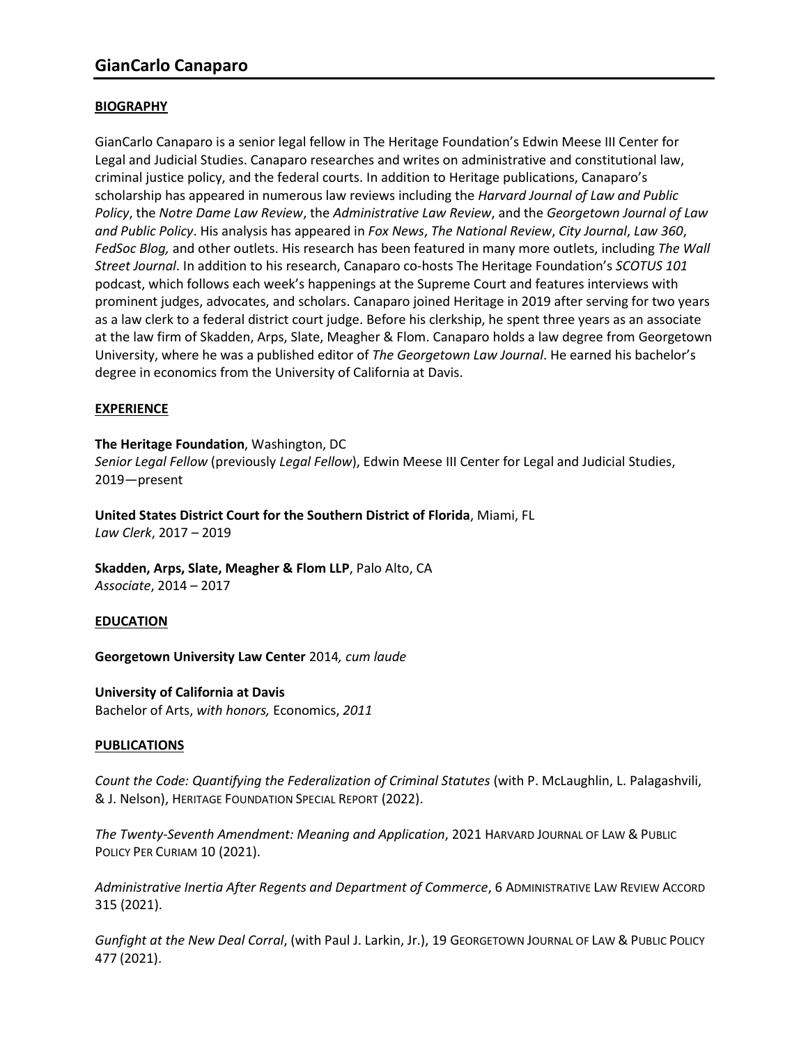# GianCarlo Canaparo

## BIOGRAPHY

GianCarlo Canaparo is a senior legal fellow in The Heritage Foundation's Edwin Meese III Center for Legal and Judicial Studies. Canaparo researches and writes on administrative and constitutional law, criminal justice policy, and the federal courts. In addition to Heritage publications, Canaparo's scholarship has appeared in numerous law reviews including the *Harvard Journal of Law and Public Policy*, the *Notre Dame Law Review*, the *Administrative Law Review*, and the *Georgetown Journal of Law and Public Policy*. His analysis has appeared in *Fox News*, *The National Review*, *City Journal*, *Law 360*, *FedSoc Blog,* and other outlets. His research has been featured in many more outlets, including *The Wall Street Journal*. In addition to his research, Canaparo co-hosts The Heritage Foundation's *SCOTUS 101* podcast, which follows each week's happenings at the Supreme Court and features interviews with prominent judges, advocates, and scholars. Canaparo joined Heritage in 2019 after serving for two years as a law clerk to a federal district court judge. Before his clerkship, he spent three years as an associate at the law firm of Skadden, Arps, Slate, Meagher & Flom. Canaparo holds a law degree from Georgetown University, where he was a published editor of *The Georgetown Law Journal*. He earned his bachelor's degree in economics from the University of California at Davis.

## EXPERIENCE

**The Heritage Foundation**, Washington, DC
*Senior Legal Fellow* (previously *Legal Fellow*), Edwin Meese III Center for Legal and Judicial Studies, 2019—present

**United States District Court for the Southern District of Florida**, Miami, FL
*Law Clerk*, 2017 – 2019

**Skadden, Arps, Slate, Meagher & Flom LLP**, Palo Alto, CA
*Associate*, 2014 – 2017

## EDUCATION

**Georgetown University Law Center** 2014*, cum laude*

**University of California at Davis**
Bachelor of Arts, *with honors,* Economics, *2011*

## PUBLICATIONS

*Count the Code: Quantifying the Federalization of Criminal Statutes* (with P. McLaughlin, L. Palagashvili, & J. Nelson), HERITAGE FOUNDATION SPECIAL REPORT (2022).

*The Twenty-Seventh Amendment: Meaning and Application*, 2021 HARVARD JOURNAL OF LAW & PUBLIC POLICY PER CURIAM 10 (2021).

*Administrative Inertia After Regents and Department of Commerce*, 6 ADMINISTRATIVE LAW REVIEW ACCORD 315 (2021).

*Gunfight at the New Deal Corral*, (with Paul J. Larkin, Jr.), 19 GEORGETOWN JOURNAL OF LAW & PUBLIC POLICY 477 (2021).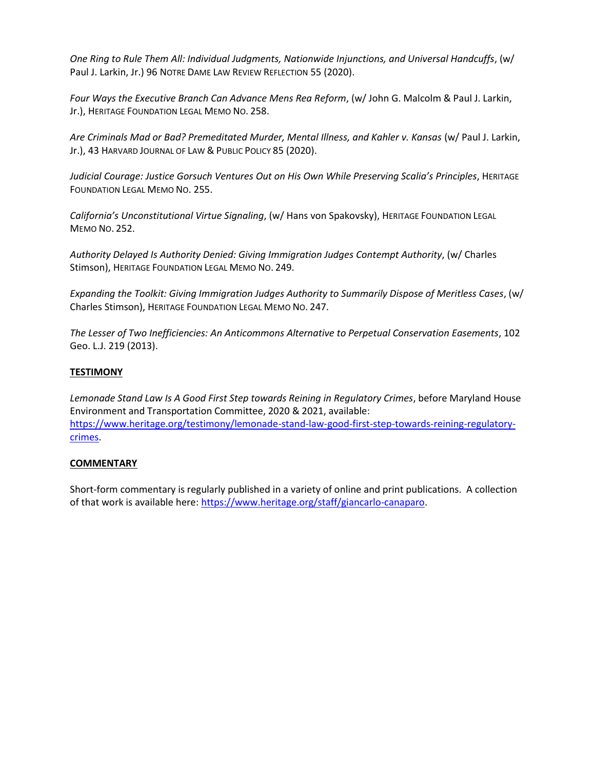*One Ring to Rule Them All: Individual Judgments, Nationwide Injunctions, and Universal Handcuffs*, (w/ Paul J. Larkin, Jr.) 96 NOTRE DAME LAW REVIEW REFLECTION 55 (2020).

*Four Ways the Executive Branch Can Advance Mens Rea Reform*, (w/ John G. Malcolm & Paul J. Larkin, Jr.), HERITAGE FOUNDATION LEGAL MEMO NO. 258.

*Are Criminals Mad or Bad? Premeditated Murder, Mental Illness, and Kahler v. Kansas* (w/ Paul J. Larkin, Jr.), 43 HARVARD JOURNAL OF LAW & PUBLIC POLICY 85 (2020).

*Judicial Courage: Justice Gorsuch Ventures Out on His Own While Preserving Scalia's Principles*, HERITAGE FOUNDATION LEGAL MEMO NO. 255.

*California's Unconstitutional Virtue Signaling*, (w/ Hans von Spakovsky), HERITAGE FOUNDATION LEGAL MEMO NO. 252.

*Authority Delayed Is Authority Denied: Giving Immigration Judges Contempt Authority*, (w/ Charles Stimson), HERITAGE FOUNDATION LEGAL MEMO NO. 249.

*Expanding the Toolkit: Giving Immigration Judges Authority to Summarily Dispose of Meritless Cases*, (w/ Charles Stimson), HERITAGE FOUNDATION LEGAL MEMO NO. 247.

*The Lesser of Two Inefficiencies: An Anticommons Alternative to Perpetual Conservation Easements*, 102 Geo. L.J. 219 (2013).

**TESTIMONY**

*Lemonade Stand Law Is A Good First Step towards Reining in Regulatory Crimes*, before Maryland House Environment and Transportation Committee, 2020 & 2021, available: https://www.heritage.org/testimony/lemonade-stand-law-good-first-step-towards-reining-regulatory-crimes.

**COMMENTARY**

Short-form commentary is regularly published in a variety of online and print publications. A collection of that work is available here: https://www.heritage.org/staff/giancarlo-canaparo.